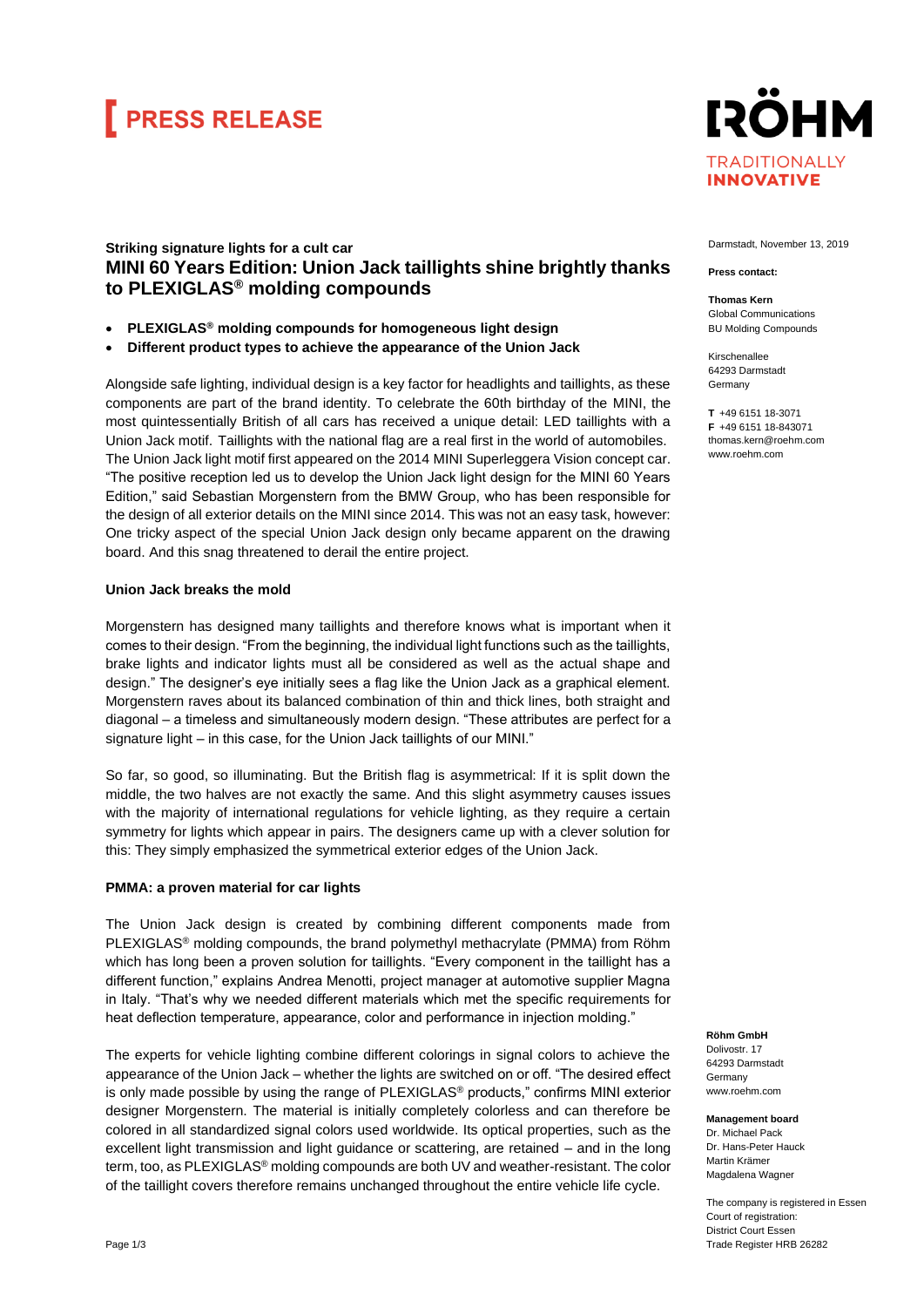# PRESS RELEASE

**RÖHM**
TRADITIONALLY
**INNOVATIVE**

Darmstadt, November 13, 2019

**Press contact:**

**Thomas Kern**
Global Communications
BU Molding Compounds

Kirschenallee
64293 Darmstadt
Germany

**T** +49 6151 18-3071
**F** +49 6151 18-843071
thomas.kern@roehm.com
www.roehm.com

**Striking signature lights for a cult car**

## MINI 60 Years Edition: Union Jack taillights shine brightly thanks to PLEXIGLAS® molding compounds

- **PLEXIGLAS® molding compounds for homogeneous light design**
- **Different product types to achieve the appearance of the Union Jack**

Alongside safe lighting, individual design is a key factor for headlights and taillights, as these components are part of the brand identity. To celebrate the 60th birthday of the MINI, the most quintessentially British of all cars has received a unique detail: LED taillights with a Union Jack motif. Taillights with the national flag are a real first in the world of automobiles. The Union Jack light motif first appeared on the 2014 MINI Superleggera Vision concept car. "The positive reception led us to develop the Union Jack light design for the MINI 60 Years Edition," said Sebastian Morgenstern from the BMW Group, who has been responsible for the design of all exterior details on the MINI since 2014. This was not an easy task, however: One tricky aspect of the special Union Jack design only became apparent on the drawing board. And this snag threatened to derail the entire project.

### Union Jack breaks the mold

Morgenstern has designed many taillights and therefore knows what is important when it comes to their design. "From the beginning, the individual light functions such as the taillights, brake lights and indicator lights must all be considered as well as the actual shape and design." The designer's eye initially sees a flag like the Union Jack as a graphical element. Morgenstern raves about its balanced combination of thin and thick lines, both straight and diagonal – a timeless and simultaneously modern design. "These attributes are perfect for a signature light – in this case, for the Union Jack taillights of our MINI."

So far, so good, so illuminating. But the British flag is asymmetrical: If it is split down the middle, the two halves are not exactly the same. And this slight asymmetry causes issues with the majority of international regulations for vehicle lighting, as they require a certain symmetry for lights which appear in pairs. The designers came up with a clever solution for this: They simply emphasized the symmetrical exterior edges of the Union Jack.

### PMMA: a proven material for car lights

The Union Jack design is created by combining different components made from PLEXIGLAS® molding compounds, the brand polymethyl methacrylate (PMMA) from Röhm which has long been a proven solution for taillights. "Every component in the taillight has a different function," explains Andrea Menotti, project manager at automotive supplier Magna in Italy. "That's why we needed different materials which met the specific requirements for heat deflection temperature, appearance, color and performance in injection molding."

The experts for vehicle lighting combine different colorings in signal colors to achieve the appearance of the Union Jack – whether the lights are switched on or off. "The desired effect is only made possible by using the range of PLEXIGLAS® products," confirms MINI exterior designer Morgenstern. The material is initially completely colorless and can therefore be colored in all standardized signal colors used worldwide. Its optical properties, such as the excellent light transmission and light guidance or scattering, are retained – and in the long term, too, as PLEXIGLAS® molding compounds are both UV and weather-resistant. The color of the taillight covers therefore remains unchanged throughout the entire vehicle life cycle.

**Röhm GmbH**
Dolivostr. 17
64293 Darmstadt
Germany
www.roehm.com

**Management board**
Dr. Michael Pack
Dr. Hans-Peter Hauck
Martin Krämer
Magdalena Wagner

The company is registered in Essen
Court of registration:
District Court Essen
Trade Register HRB 26282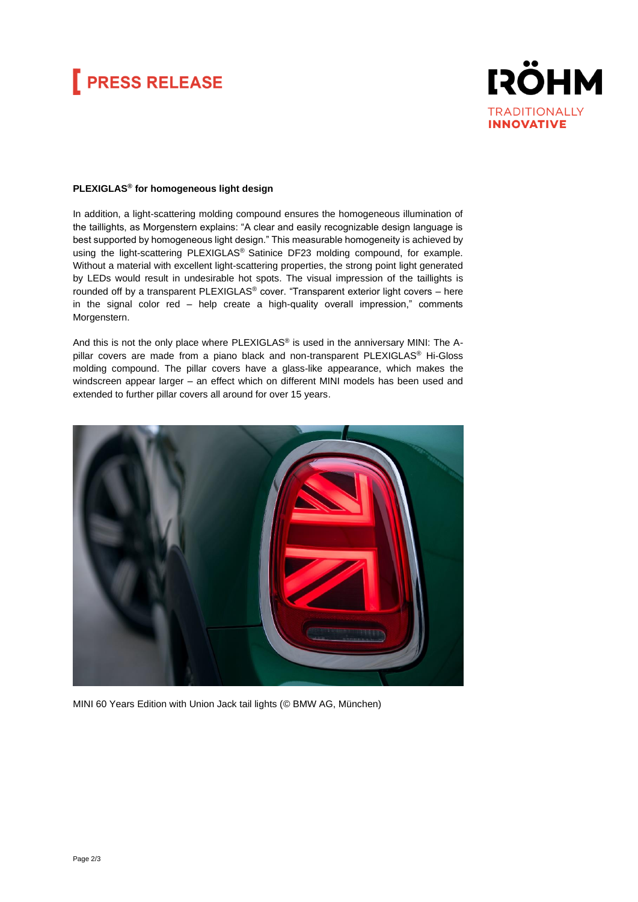**PLEXIGLAS® for homogeneous light design**

In addition, a light-scattering molding compound ensures the homogeneous illumination of the taillights, as Morgenstern explains: "A clear and easily recognizable design language is best supported by homogeneous light design." This measurable homogeneity is achieved by using the light-scattering PLEXIGLAS® Satinice DF23 molding compound, for example. Without a material with excellent light-scattering properties, the strong point light generated by LEDs would result in undesirable hot spots. The visual impression of the taillights is rounded off by a transparent PLEXIGLAS® cover. "Transparent exterior light covers – here in the signal color red – help create a high-quality overall impression," comments Morgenstern.

And this is not the only place where PLEXIGLAS® is used in the anniversary MINI: The A-pillar covers are made from a piano black and non-transparent PLEXIGLAS® Hi-Gloss molding compound. The pillar covers have a glass-like appearance, which makes the windscreen appear larger – an effect which on different MINI models has been used and extended to further pillar covers all around for over 15 years.

MINI 60 Years Edition with Union Jack tail lights (© BMW AG, München)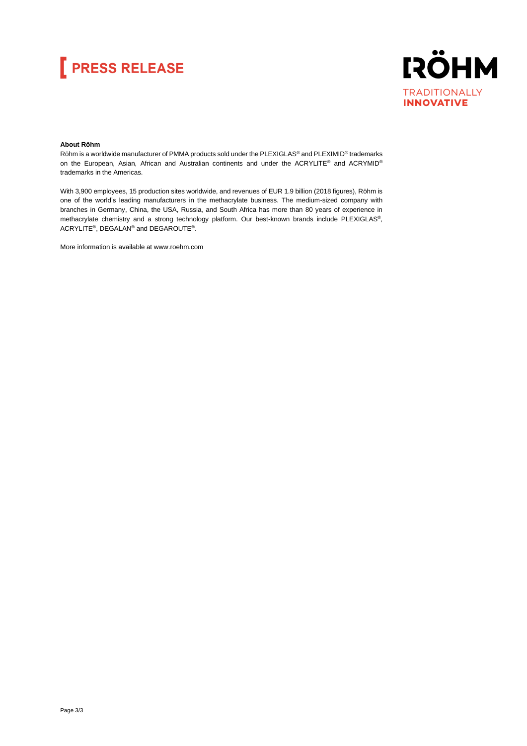**About Röhm**

Röhm is a worldwide manufacturer of PMMA products sold under the PLEXIGLAS® and PLEXIMID® trademarks on the European, Asian, African and Australian continents and under the ACRYLITE® and ACRYMID® trademarks in the Americas.

With 3,900 employees, 15 production sites worldwide, and revenues of EUR 1.9 billion (2018 figures), Röhm is one of the world's leading manufacturers in the methacrylate business. The medium-sized company with branches in Germany, China, the USA, Russia, and South Africa has more than 80 years of experience in methacrylate chemistry and a strong technology platform. Our best-known brands include PLEXIGLAS®, ACRYLITE®, DEGALAN® and DEGAROUTE®.

More information is available at www.roehm.com